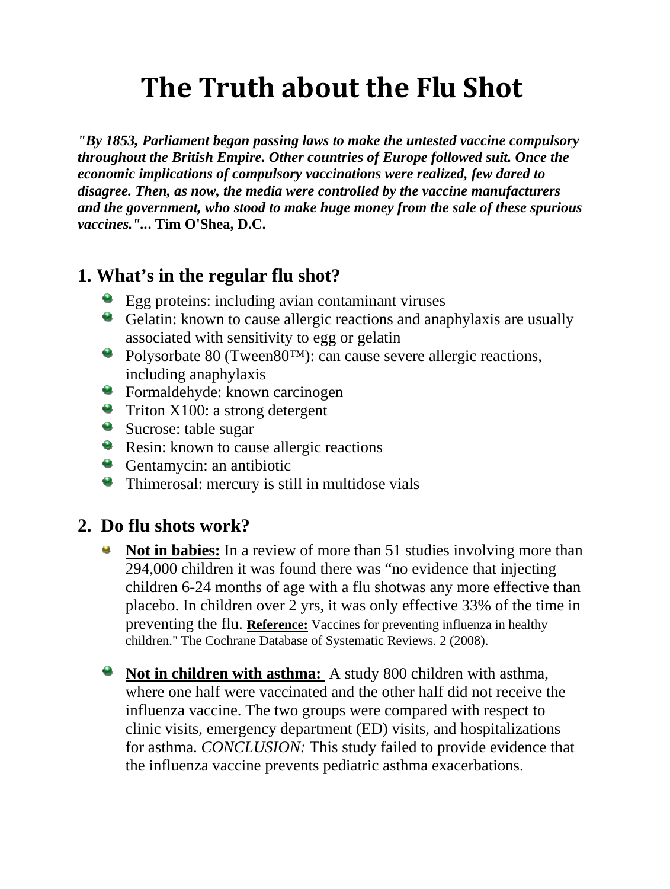# The Truth about the Flu Shot

***"By 1853, Parliament began passing laws to make the untested vaccine compulsory throughout the British Empire. Other countries of Europe followed suit. Once the economic implications of compulsory vaccinations were realized, few dared to disagree. Then, as now, the media were controlled by the vaccine manufacturers and the government, who stood to make huge money from the sale of these spurious vaccines."...*** **Tim O'Shea, D.C.**

## 1. What's in the regular flu shot?

- Egg proteins: including avian contaminant viruses
- Gelatin: known to cause allergic reactions and anaphylaxis are usually associated with sensitivity to egg or gelatin
- Polysorbate 80 (Tween80™): can cause severe allergic reactions, including anaphylaxis
- Formaldehyde: known carcinogen
- Triton X100: a strong detergent
- Sucrose: table sugar
- Resin: known to cause allergic reactions
- Gentamycin: an antibiotic
- Thimerosal: mercury is still in multidose vials

## 2. Do flu shots work?

- **Not in babies:** In a review of more than 51 studies involving more than 294,000 children it was found there was "no evidence that injecting children 6-24 months of age with a flu shotwas any more effective than placebo. In children over 2 yrs, it was only effective 33% of the time in preventing the flu. **Reference:** Vaccines for preventing influenza in healthy children." The Cochrane Database of Systematic Reviews. 2 (2008).

- **Not in children with asthma:** A study 800 children with asthma, where one half were vaccinated and the other half did not receive the influenza vaccine. The two groups were compared with respect to clinic visits, emergency department (ED) visits, and hospitalizations for asthma. *CONCLUSION:* This study failed to provide evidence that the influenza vaccine prevents pediatric asthma exacerbations.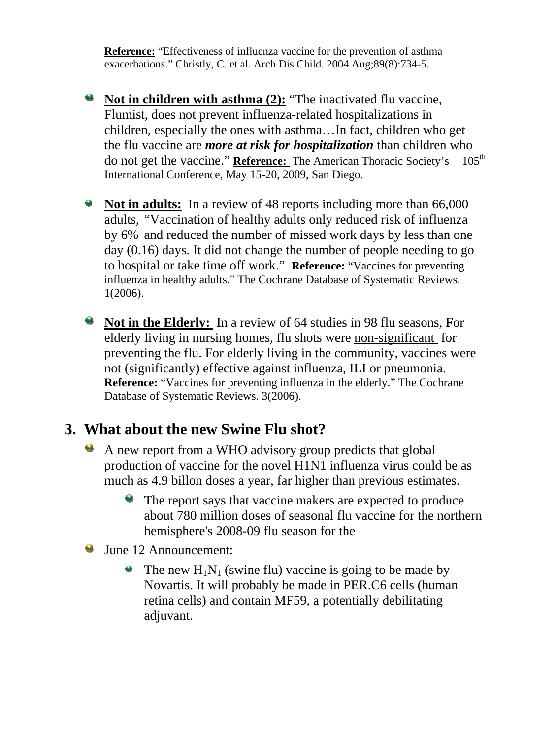**Reference:** "Effectiveness of influenza vaccine for the prevention of asthma exacerbations." Christly, C. et al. Arch Dis Child. 2004 Aug;89(8):734-5.

- **Not in children with asthma (2):** "The inactivated flu vaccine, Flumist, does not prevent influenza-related hospitalizations in children, especially the ones with asthma…In fact, children who get the flu vaccine are ***more at risk for hospitalization*** than children who do not get the vaccine." **Reference:** The American Thoracic Society's 105th International Conference, May 15-20, 2009, San Diego.

- **Not in adults:** In a review of 48 reports including more than 66,000 adults, "Vaccination of healthy adults only reduced risk of influenza by 6% and reduced the number of missed work days by less than one day (0.16) days. It did not change the number of people needing to go to hospital or take time off work." **Reference:** "Vaccines for preventing influenza in healthy adults." The Cochrane Database of Systematic Reviews. 1(2006).

- **Not in the Elderly:** In a review of 64 studies in 98 flu seasons, For elderly living in nursing homes, flu shots were non-significant for preventing the flu. For elderly living in the community, vaccines were not (significantly) effective against influenza, ILI or pneumonia. **Reference:** "Vaccines for preventing influenza in the elderly." The Cochrane Database of Systematic Reviews. 3(2006).

## 3. What about the new Swine Flu shot?

- A new report from a WHO advisory group predicts that global production of vaccine for the novel H1N1 influenza virus could be as much as 4.9 billon doses a year, far higher than previous estimates.
  - The report says that vaccine makers are expected to produce about 780 million doses of seasonal flu vaccine for the northern hemisphere's 2008-09 flu season for the
- June 12 Announcement:
  - The new $H_1N_1$ (swine flu) vaccine is going to be made by Novartis. It will probably be made in PER.C6 cells (human retina cells) and contain MF59, a potentially debilitating adjuvant.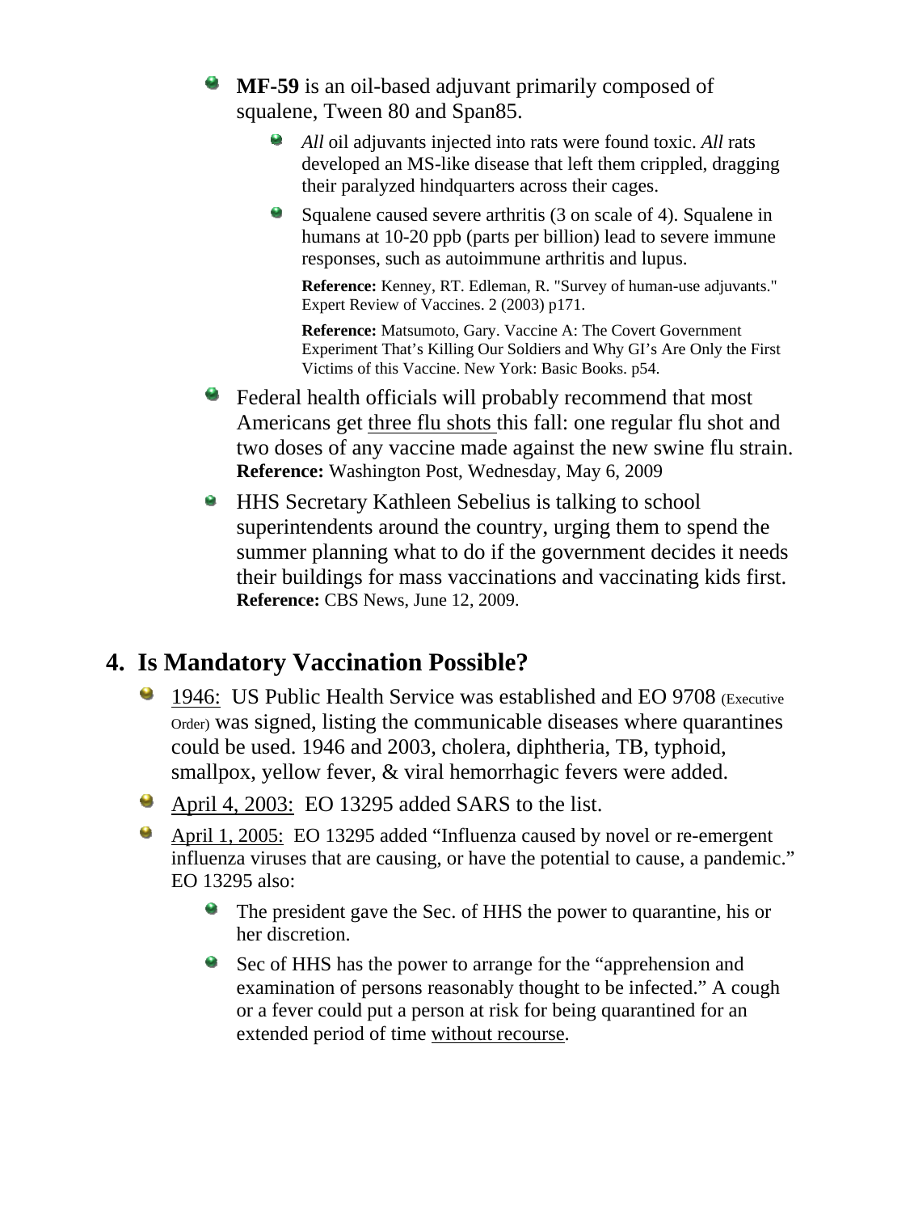- **MF-59** is an oil-based adjuvant primarily composed of squalene, Tween 80 and Span85.
  - *All* oil adjuvants injected into rats were found toxic. *All* rats developed an MS-like disease that left them crippled, dragging their paralyzed hindquarters across their cages.
  - Squalene caused severe arthritis (3 on scale of 4). Squalene in humans at 10-20 ppb (parts per billion) lead to severe immune responses, such as autoimmune arthritis and lupus.

    **Reference:** Kenney, RT. Edleman, R. "Survey of human-use adjuvants." Expert Review of Vaccines. 2 (2003) p171.

    **Reference:** Matsumoto, Gary. Vaccine A: The Covert Government Experiment That's Killing Our Soldiers and Why GI's Are Only the First Victims of this Vaccine. New York: Basic Books. p54.
- Federal health officials will probably recommend that most Americans get <u>three flu shots</u> this fall: one regular flu shot and two doses of any vaccine made against the new swine flu strain. **Reference:** Washington Post, Wednesday, May 6, 2009
- HHS Secretary Kathleen Sebelius is talking to school superintendents around the country, urging them to spend the summer planning what to do if the government decides it needs their buildings for mass vaccinations and vaccinating kids first. **Reference:** CBS News, June 12, 2009.

## 4. Is Mandatory Vaccination Possible?

- <u>1946:</u> US Public Health Service was established and EO 9708 (Executive Order) was signed, listing the communicable diseases where quarantines could be used. 1946 and 2003, cholera, diphtheria, TB, typhoid, smallpox, yellow fever, & viral hemorrhagic fevers were added.
- <u>April 4, 2003:</u> EO 13295 added SARS to the list.
- <u>April 1, 2005:</u> EO 13295 added "Influenza caused by novel or re-emergent influenza viruses that are causing, or have the potential to cause, a pandemic." EO 13295 also:
  - The president gave the Sec. of HHS the power to quarantine, his or her discretion.
  - Sec of HHS has the power to arrange for the "apprehension and examination of persons reasonably thought to be infected." A cough or a fever could put a person at risk for being quarantined for an extended period of time <u>without recourse</u>.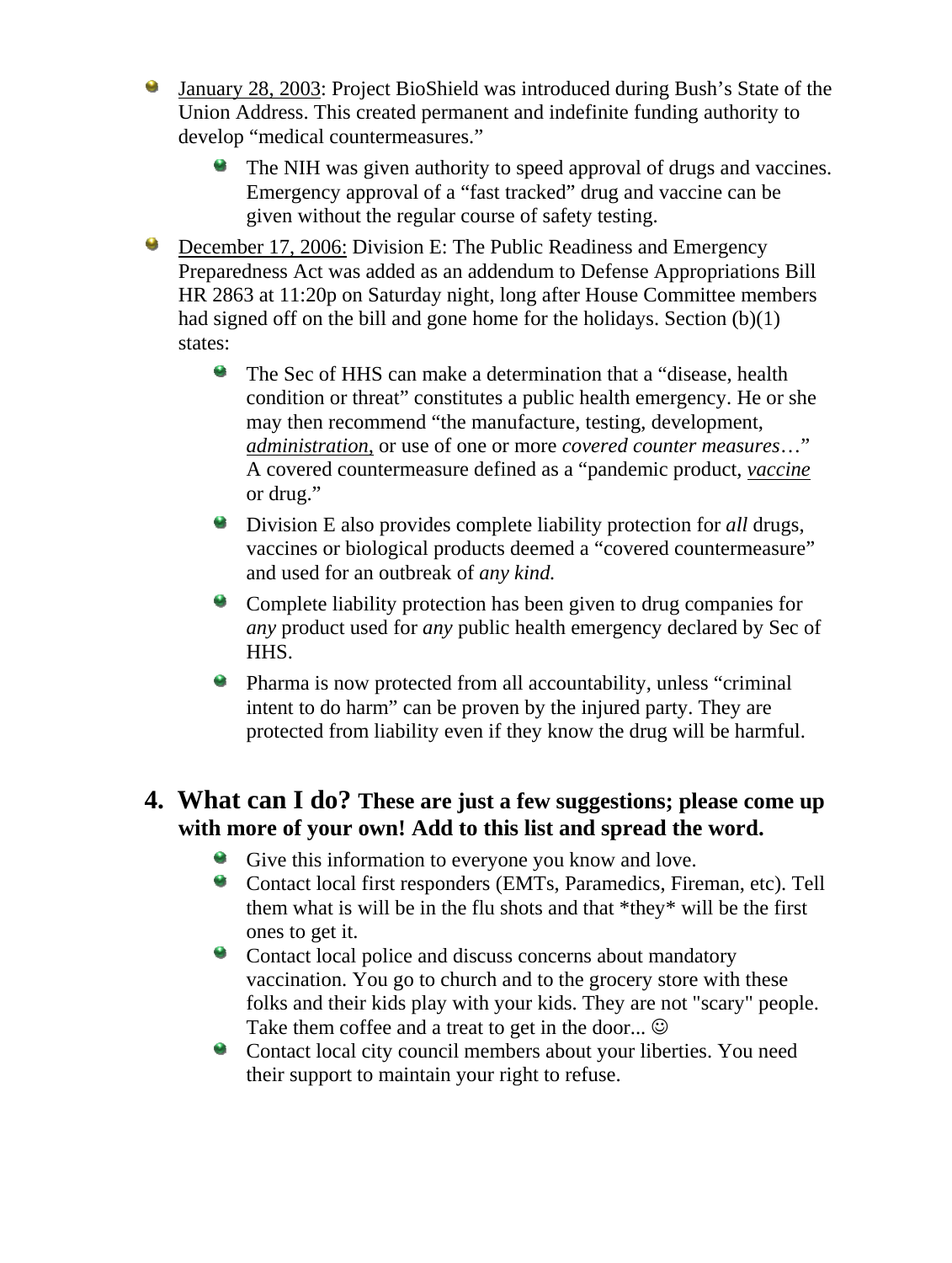- January 28, 2003: Project BioShield was introduced during Bush's State of the Union Address. This created permanent and indefinite funding authority to develop "medical countermeasures."
  - The NIH was given authority to speed approval of drugs and vaccines. Emergency approval of a "fast tracked" drug and vaccine can be given without the regular course of safety testing.
- December 17, 2006: Division E: The Public Readiness and Emergency Preparedness Act was added as an addendum to Defense Appropriations Bill HR 2863 at 11:20p on Saturday night, long after House Committee members had signed off on the bill and gone home for the holidays. Section (b)(1) states:
  - The Sec of HHS can make a determination that a "disease, health condition or threat" constitutes a public health emergency. He or she may then recommend "the manufacture, testing, development, ***administration***, or use of one or more *covered counter measures*…" A covered countermeasure defined as a "pandemic product, ***vaccine*** or drug."
  - Division E also provides complete liability protection for *all* drugs, vaccines or biological products deemed a "covered countermeasure" and used for an outbreak of *any kind.*
  - Complete liability protection has been given to drug companies for *any* product used for *any* public health emergency declared by Sec of HHS.
  - Pharma is now protected from all accountability, unless "criminal intent to do harm" can be proven by the injured party. They are protected from liability even if they know the drug will be harmful.

## 4. What can I do? These are just a few suggestions; please come up with more of your own! Add to this list and spread the word.

- Give this information to everyone you know and love.
- Contact local first responders (EMTs, Paramedics, Fireman, etc). Tell them what is will be in the flu shots and that *they* will be the first ones to get it.
- Contact local police and discuss concerns about mandatory vaccination. You go to church and to the grocery store with these folks and their kids play with your kids. They are not "scary" people. Take them coffee and a treat to get in the door... ☺
- Contact local city council members about your liberties. You need their support to maintain your right to refuse.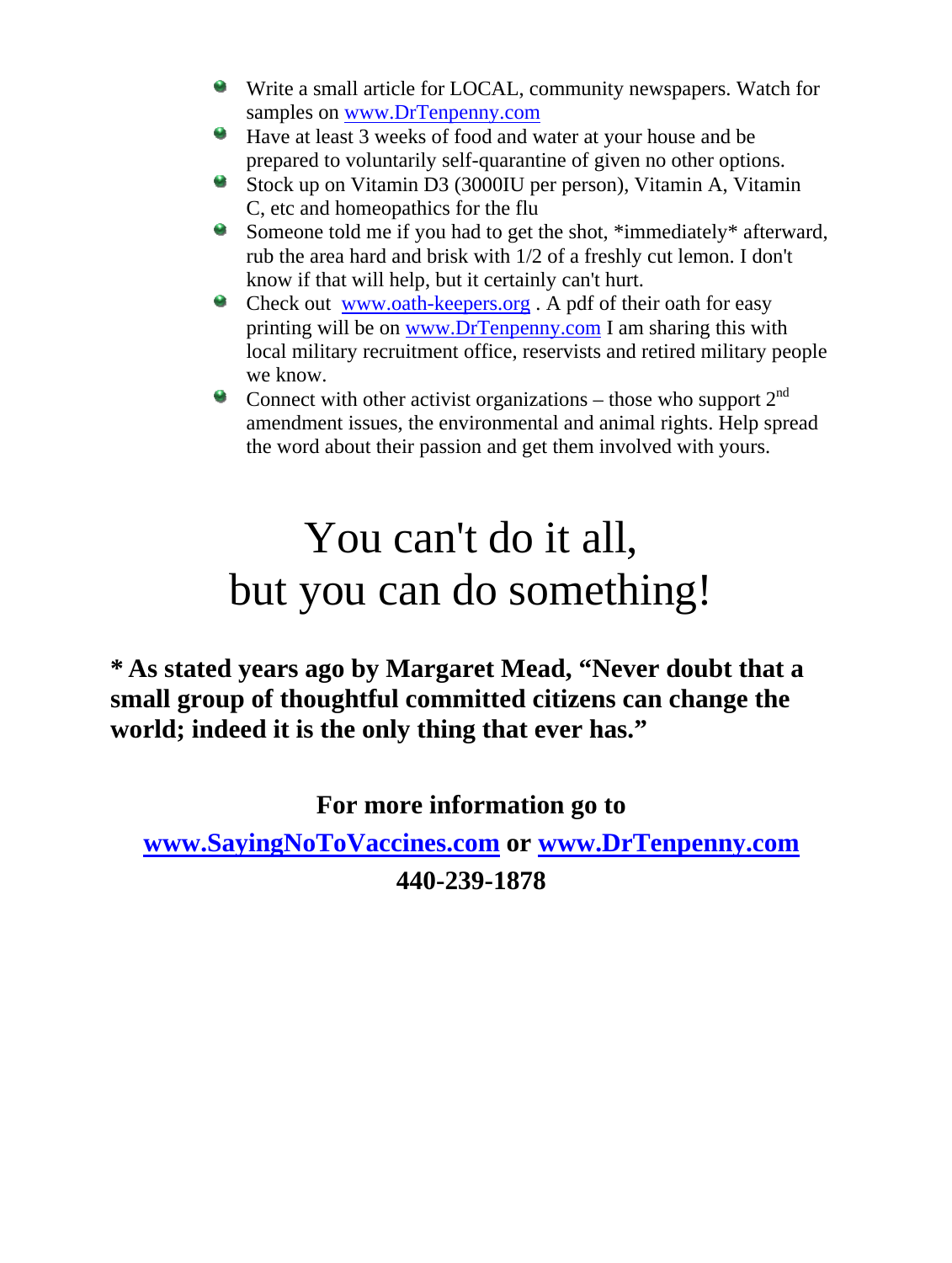- Write a small article for LOCAL, community newspapers. Watch for samples on [www.DrTenpenny.com](http://www.DrTenpenny.com)
- Have at least 3 weeks of food and water at your house and be prepared to voluntarily self-quarantine of given no other options.
- Stock up on Vitamin D3 (3000IU per person), Vitamin A, Vitamin C, etc and homeopathics for the flu
- Someone told me if you had to get the shot, *immediately* afterward, rub the area hard and brisk with 1/2 of a freshly cut lemon. I don't know if that will help, but it certainly can't hurt.
- Check out [www.oath-keepers.org](http://www.oath-keepers.org) . A pdf of their oath for easy printing will be on [www.DrTenpenny.com](http://www.DrTenpenny.com) I am sharing this with local military recruitment office, reservists and retired military people we know.
- Connect with other activist organizations – those who support 2nd amendment issues, the environmental and animal rights. Help spread the word about their passion and get them involved with yours.

# You can't do it all, but you can do something!

**\* As stated years ago by Margaret Mead, "Never doubt that a small group of thoughtful committed citizens can change the world; indeed it is the only thing that ever has."**

**For more information go to**

**[www.SayingNoToVaccines.com](http://www.SayingNoToVaccines.com) or [www.DrTenpenny.com](http://www.DrTenpenny.com)**

**440-239-1878**